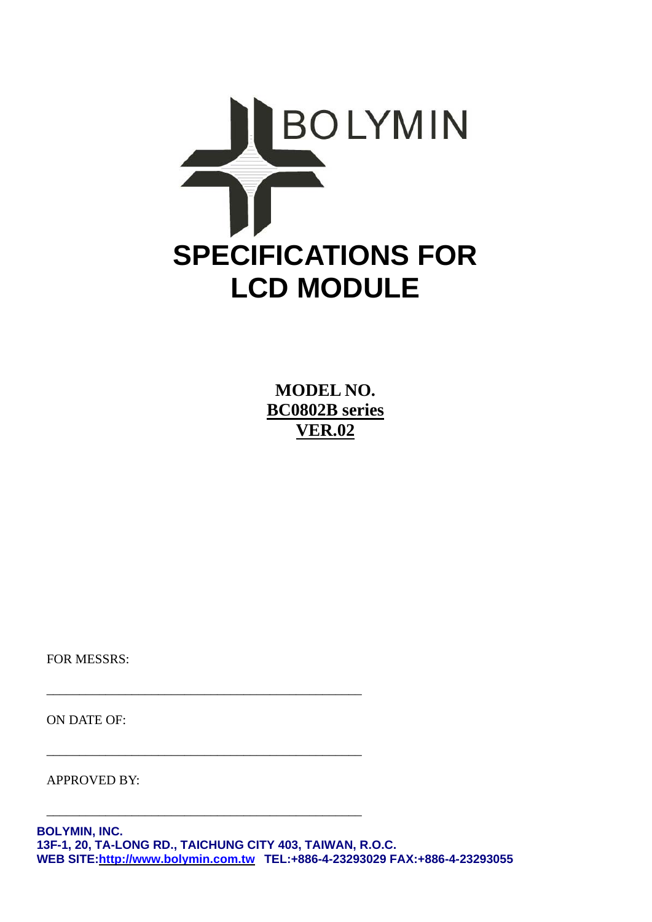BOLYMIN

# SPECIFICATIONS FOR LCD MODULE

**MODEL NO.**
**BC0802B series**
**VER.02**

FOR MESSRS:

\_\_\_\_\_\_\_\_\_\_\_\_\_\_\_\_\_\_\_\_\_\_\_\_\_\_\_\_\_\_\_\_\_\_\_\_\_\_\_\_

ON DATE OF:

\_\_\_\_\_\_\_\_\_\_\_\_\_\_\_\_\_\_\_\_\_\_\_\_\_\_\_\_\_\_\_\_\_\_\_\_\_\_\_\_

APPROVED BY:

\_\_\_\_\_\_\_\_\_\_\_\_\_\_\_\_\_\_\_\_\_\_\_\_\_\_\_\_\_\_\_\_\_\_\_\_\_\_\_\_

**BOLYMIN, INC.**
**13F-1, 20, TA-LONG RD., TAICHUNG CITY 403, TAIWAN, R.O.C.**
**WEB SITE:http://www.bolymin.com.tw TEL:+886-4-23293029 FAX:+886-4-23293055**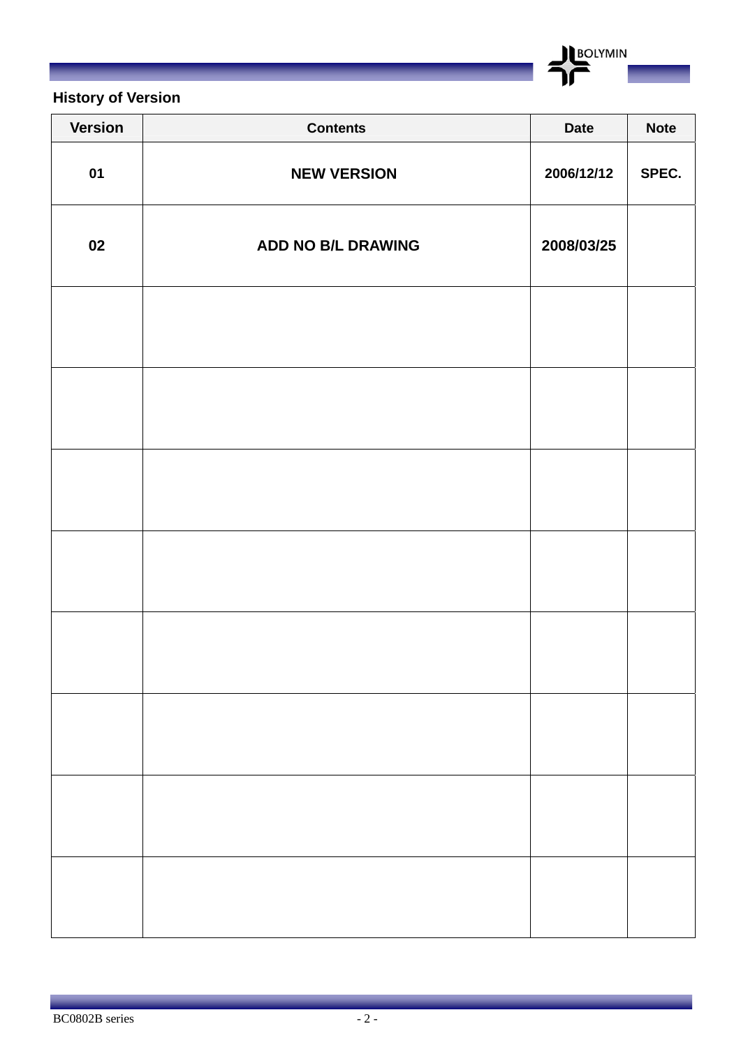## History of Version

| Version | Contents | Date | Note |
|---|---|---|---|
| 01 | NEW VERSION | 2006/12/12 | SPEC. |
| 02 | ADD NO B/L DRAWING | 2008/03/25 | |
| | | | |
| | | | |
| | | | |
| | | | |
| | | | |
| | | | |
| | | | |
| | | | |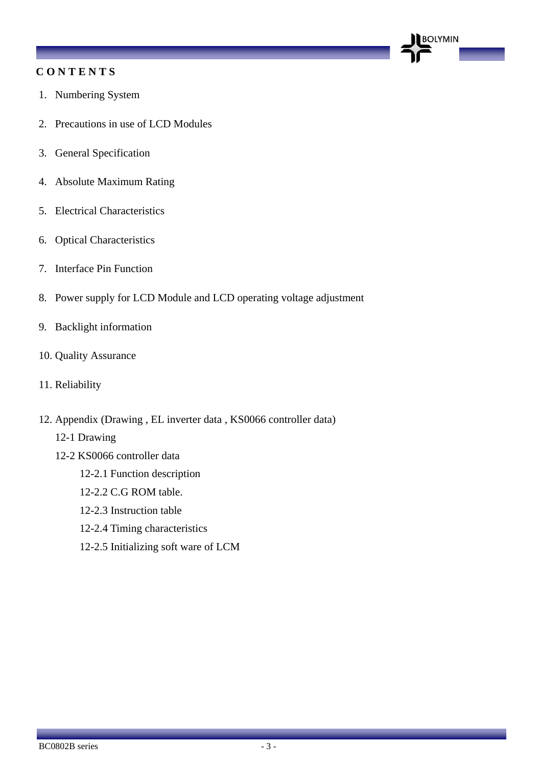# CONTENTS

1. Numbering System
2. Precautions in use of LCD Modules
3. General Specification
4. Absolute Maximum Rating
5. Electrical Characteristics
6. Optical Characteristics
7. Interface Pin Function
8. Power supply for LCD Module and LCD operating voltage adjustment
9. Backlight information
10. Quality Assurance
11. Reliability
12. Appendix (Drawing , EL inverter data , KS0066 controller data)
    - 12-1 Drawing
    - 12-2 KS0066 controller data
        - 12-2.1 Function description
        - 12-2.2 C.G ROM table.
        - 12-2.3 Instruction table
        - 12-2.4 Timing characteristics
        - 12-2.5 Initializing soft ware of LCM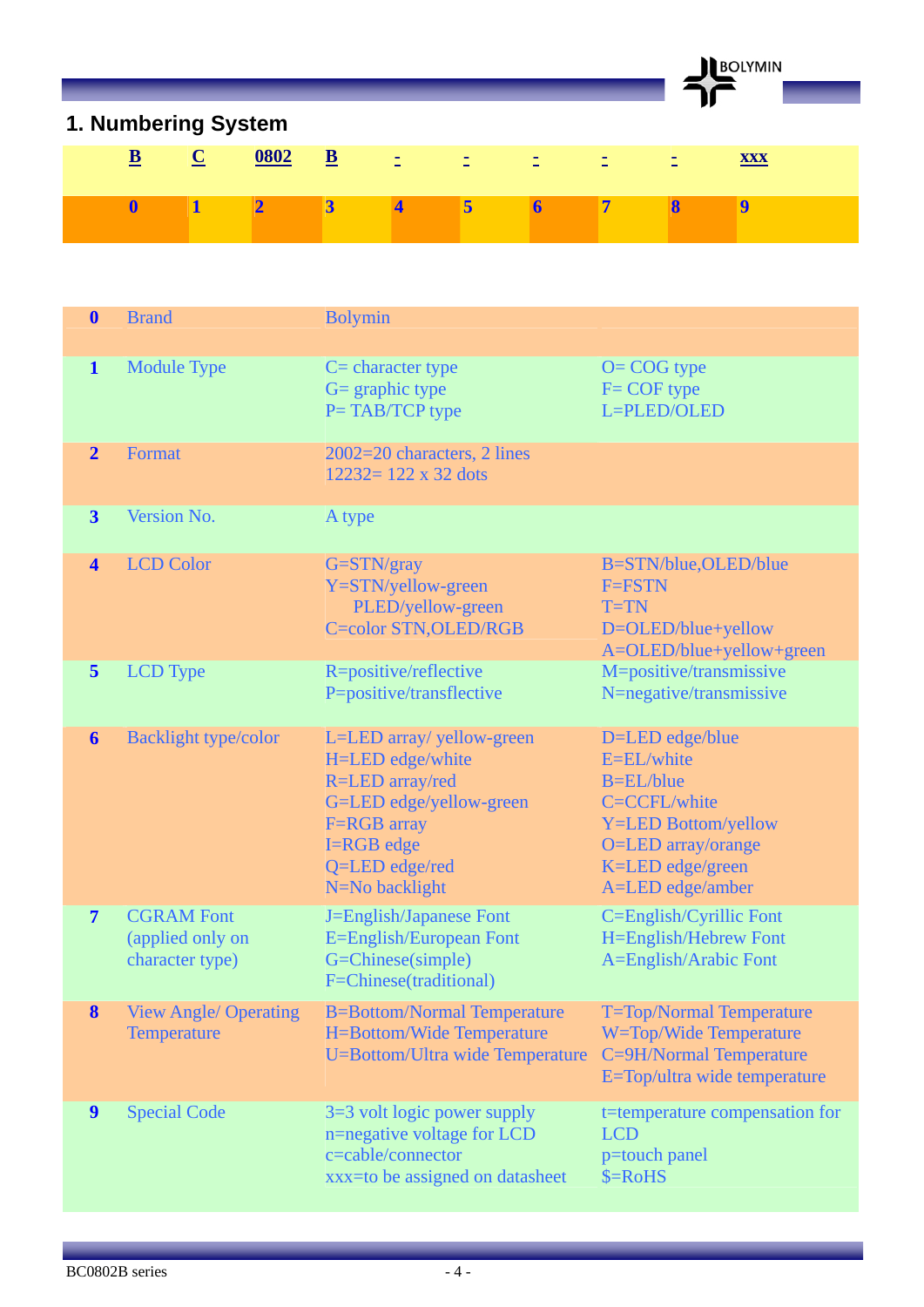## 1. Numbering System

| B | C | 0802 | B | - | - | - | - | - | xxx |
|---|---|---|---|---|---|---|---|---|---|
| 0 | 1 | 2 | 3 | 4 | 5 | 6 | 7 | 8 | 9 |

| | | | |
|---|---|---|---|
| **0** | Brand | Bolymin | |
| **1** | Module Type | C= character type<br>G= graphic type<br>P= TAB/TCP type | O= COG type<br>F= COF type<br>L=PLED/OLED |
| **2** | Format | 2002=20 characters, 2 lines<br>12232= 122 x 32 dots | |
| **3** | Version No. | A type | |
| **4** | LCD Color | G=STN/gray<br>Y=STN/yellow-green<br>PLED/yellow-green<br>C=color STN,OLED/RGB | B=STN/blue,OLED/blue<br>F=FSTN<br>T=TN<br>D=OLED/blue+yellow<br>A=OLED/blue+yellow+green |
| **5** | LCD Type | R=positive/reflective<br>P=positive/transflective | M=positive/transmissive<br>N=negative/transmissive |
| **6** | Backlight type/color | L=LED array/ yellow-green<br>H=LED edge/white<br>R=LED array/red<br>G=LED edge/yellow-green<br>F=RGB array<br>I=RGB edge<br>Q=LED edge/red<br>N=No backlight | D=LED edge/blue<br>E=EL/white<br>B=EL/blue<br>C=CCFL/white<br>Y=LED Bottom/yellow<br>O=LED array/orange<br>K=LED edge/green<br>A=LED edge/amber |
| **7** | CGRAM Font (applied only on character type) | J=English/Japanese Font<br>E=English/European Font<br>G=Chinese(simple)<br>F=Chinese(traditional) | C=English/Cyrillic Font<br>H=English/Hebrew Font<br>A=English/Arabic Font |
| **8** | View Angle/ Operating Temperature | B=Bottom/Normal Temperature<br>H=Bottom/Wide Temperature<br>U=Bottom/Ultra wide Temperature | T=Top/Normal Temperature<br>W=Top/Wide Temperature<br>C=9H/Normal Temperature<br>E=Top/ultra wide temperature |
| **9** | Special Code | 3=3 volt logic power supply<br>n=negative voltage for LCD<br>c=cable/connector<br>xxx=to be assigned on datasheet | t=temperature compensation for LCD<br>p=touch panel<br>$=RoHS |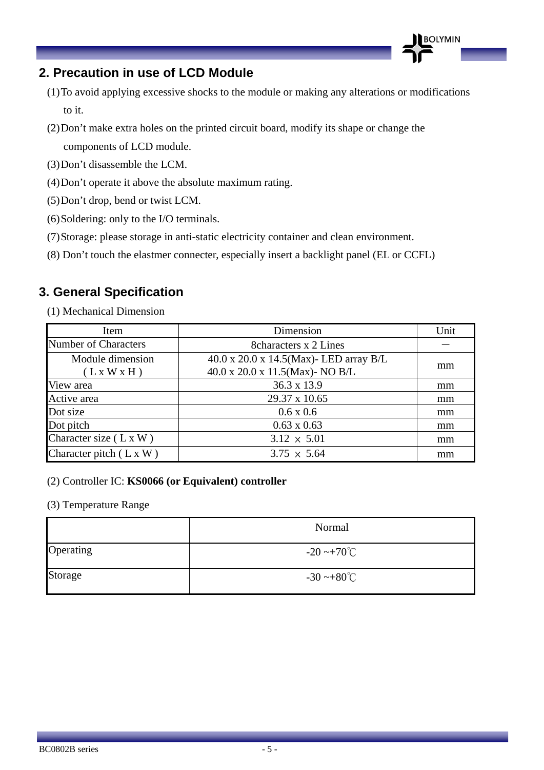## 2. Precaution in use of LCD Module

(1) To avoid applying excessive shocks to the module or making any alterations or modifications to it.

(2) Don't make extra holes on the printed circuit board, modify its shape or change the components of LCD module.

(3) Don't disassemble the LCM.

(4) Don't operate it above the absolute maximum rating.

(5) Don't drop, bend or twist LCM.

(6) Soldering: only to the I/O terminals.

(7) Storage: please storage in anti-static electricity container and clean environment.

(8) Don't touch the elastmer connecter, especially insert a backlight panel (EL or CCFL)

## 3. General Specification

(1) Mechanical Dimension

| Item | Dimension | Unit |
|---|---|---|
| Number of Characters | 8characters x 2 Lines | — |
| Module dimension ( L x W x H ) | 40.0 x 20.0 x 14.5(Max)- LED array B/L<br>40.0 x 20.0 x 11.5(Max)- NO B/L | mm |
| View area | 36.3 x 13.9 | mm |
| Active area | 29.37 x 10.65 | mm |
| Dot size | 0.6 x 0.6 | mm |
| Dot pitch | 0.63 x 0.63 | mm |
| Character size ( L x W ) | 3.12 × 5.01 | mm |
| Character pitch ( L x W ) | 3.75 × 5.64 | mm |

(2) Controller IC: **KS0066 (or Equivalent) controller**

(3) Temperature Range

| | Normal |
|---|---|
| Operating | -20 ~+70℃ |
| Storage | -30 ~+80℃ |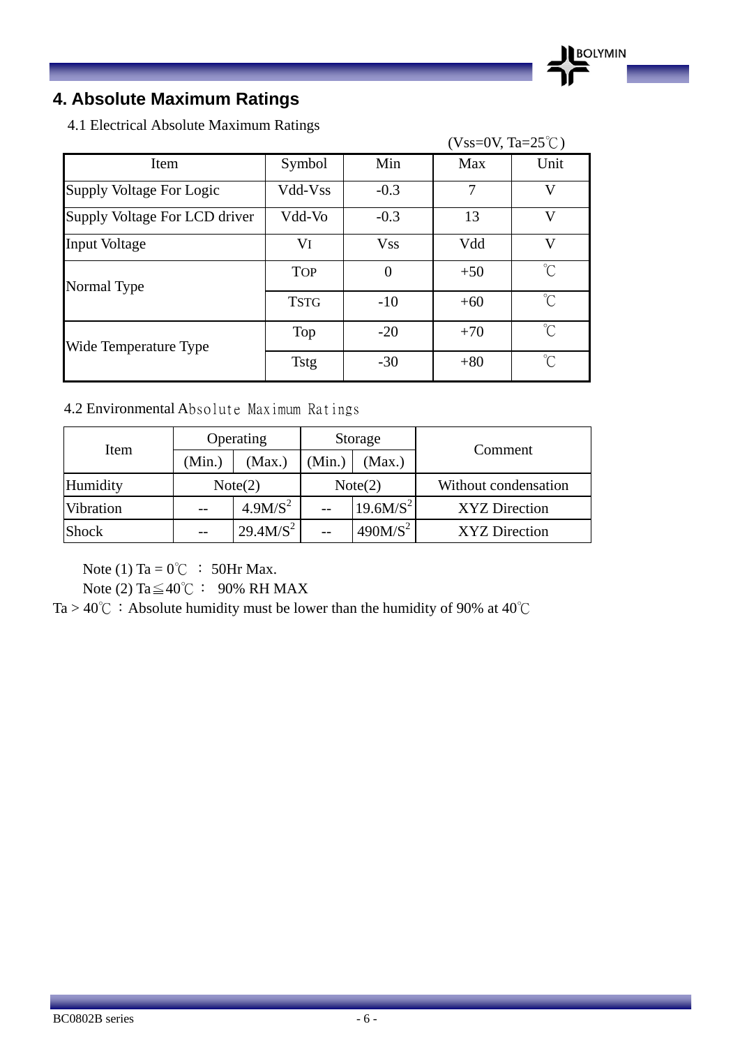# 4. Absolute Maximum Ratings

4.1 Electrical Absolute Maximum Ratings

(Vss=0V, Ta=25℃)

| Item | Symbol | Min | Max | Unit |
|---|---|---|---|---|
| Supply Voltage For Logic | Vdd-Vss | -0.3 | 7 | V |
| Supply Voltage For LCD driver | Vdd-Vo | -0.3 | 13 | V |
| Input Voltage | VI | Vss | Vdd | V |
| Normal Type | TOP | 0 | +50 | ℃ |
| | TSTG | -10 | +60 | ℃ |
| Wide Temperature Type | Top | -20 | +70 | ℃ |
| | Tstg | -30 | +80 | ℃ |

4.2 Environmental Absolute Maximum Ratings

| Item | Operating | | Storage | | Comment |
|---|---|---|---|---|---|
| | (Min.) | (Max.) | (Min.) | (Max.) | |
| Humidity | Note(2) | | Note(2) | | Without condensation |
| Vibration | -- | $4.9M/S^2$ | -- | $19.6M/S^2$ | XYZ Direction |
| Shock | -- | $29.4M/S^2$ | -- | $490M/S^2$ | XYZ Direction |

Note (1) Ta = 0℃ ： 50Hr Max.

Note (2) Ta≦40℃ ： 90% RH MAX

Ta > 40℃ ：Absolute humidity must be lower than the humidity of 90% at 40℃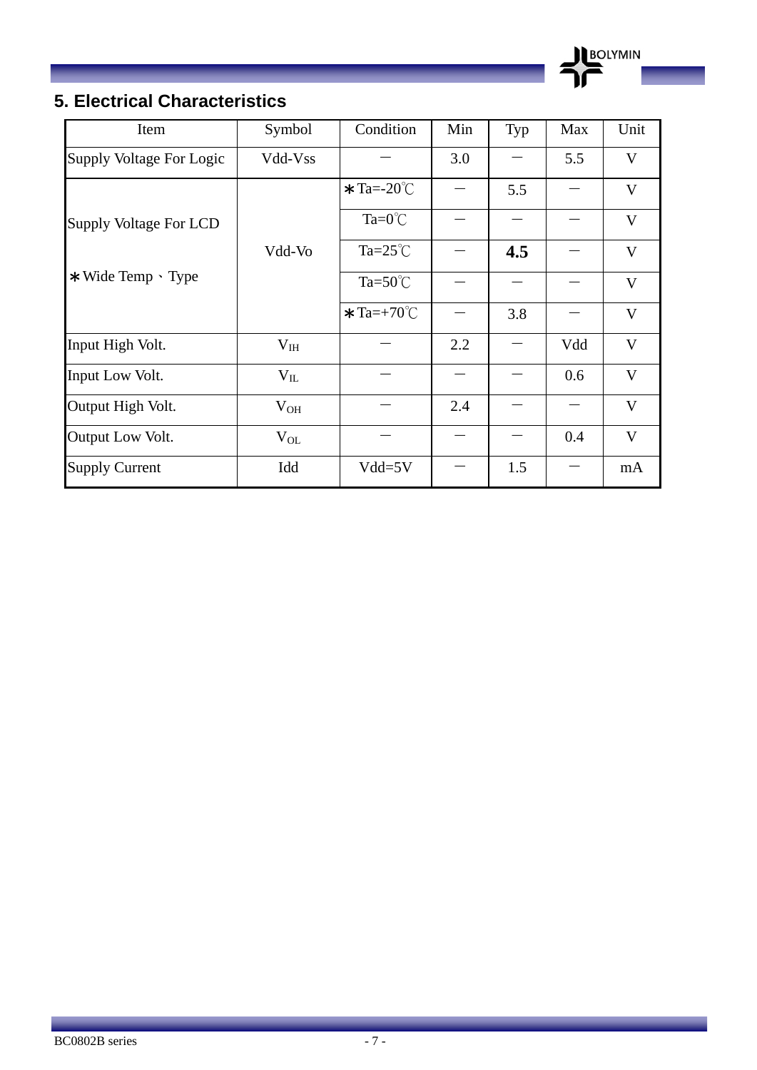## 5. Electrical Characteristics

| Item | Symbol | Condition | Min | Typ | Max | Unit |
|---|---|---|---|---|---|---|
| Supply Voltage For Logic | Vdd-Vss | — | 3.0 | — | 5.5 | V |
| Supply Voltage For LCD | Vdd-Vo | ∗Ta=-20℃ | — | 5.5 | — | V |
|  |  | Ta=0℃ | — | — | — | V |
|  |  | Ta=25℃ | — | **4.5** | — | V |
| ∗Wide Temp、Type |  | Ta=50℃ | — | — | — | V |
|  |  | ∗Ta=+70℃ | — | 3.8 | — | V |
| Input High Volt. | $V_{IH}$ | — | 2.2 | — | Vdd | V |
| Input Low Volt. | $V_{IL}$ | — | — | — | 0.6 | V |
| Output High Volt. | $V_{OH}$ | — | 2.4 | — | — | V |
| Output Low Volt. | $V_{OL}$ | — | — | — | 0.4 | V |
| Supply Current | Idd | Vdd=5V | — | 1.5 | — | mA |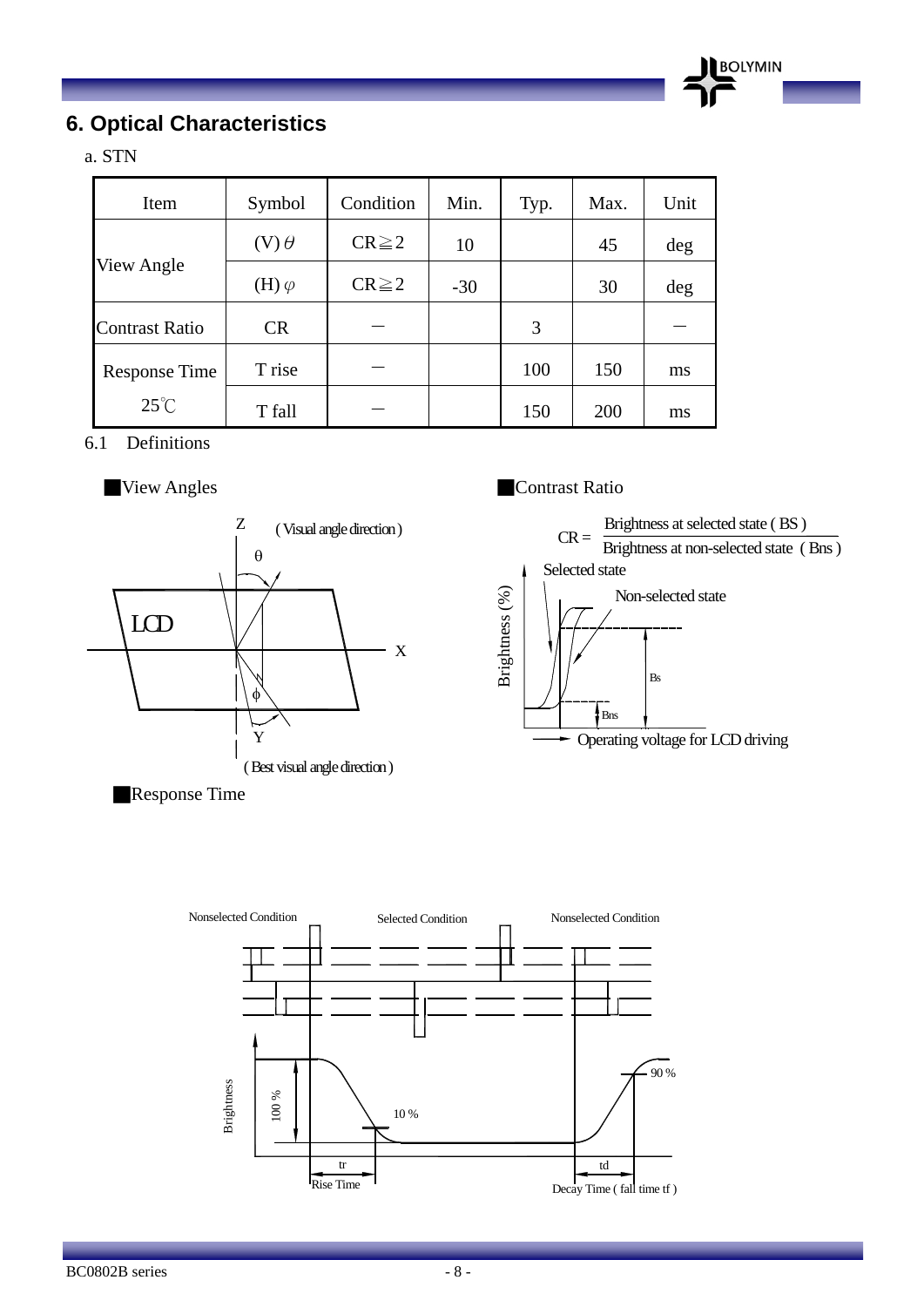## 6. Optical Characteristics

a. STN

| Item | Symbol | Condition | Min. | Typ. | Max. | Unit |
|---|---|---|---|---|---|---|
| View Angle | (V) $\theta$ | CR≧2 | 10 | | 45 | deg |
| | (H) $\varphi$ | CR≧2 | -30 | | 30 | deg |
| Contrast Ratio | CR | － | | 3 | | － |
| Response Time 25℃ | T rise | － | | 100 | 150 | ms |
| | T fall | － | | 150 | 200 | ms |

6.1 Definitions

■View Angles

Z (Visual angle direction) θ LCD X φ Y (Best visual angle direction)

■Contrast Ratio

$$CR = \frac{\text{Brightness at selected state (BS)}}{\text{Brightness at non-selected state (Bns)}}$$

Selected state, Non-selected state, Brightness (%), Bs, Bns, Operating voltage for LCD driving

■Response Time

Nonselected Condition, Selected Condition, Nonselected Condition, Brightness, 100 %, 10 %, 90 %, tr Rise Time, td Decay Time ( fall time tf )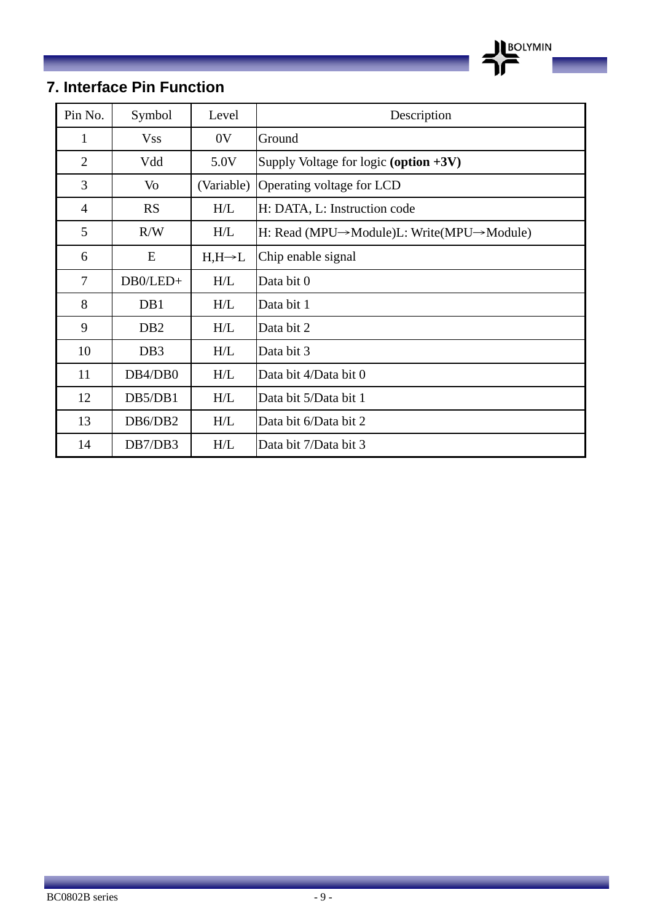## 7. Interface Pin Function

| Pin No. | Symbol | Level | Description |
|---|---|---|---|
| 1 | Vss | 0V | Ground |
| 2 | Vdd | 5.0V | Supply Voltage for logic **(option +3V)** |
| 3 | Vo | (Variable) | Operating voltage for LCD |
| 4 | RS | H/L | H: DATA, L: Instruction code |
| 5 | R/W | H/L | H: Read (MPU→Module)L: Write(MPU→Module) |
| 6 | E | H,H→L | Chip enable signal |
| 7 | DB0/LED+ | H/L | Data bit 0 |
| 8 | DB1 | H/L | Data bit 1 |
| 9 | DB2 | H/L | Data bit 2 |
| 10 | DB3 | H/L | Data bit 3 |
| 11 | DB4/DB0 | H/L | Data bit 4/Data bit 0 |
| 12 | DB5/DB1 | H/L | Data bit 5/Data bit 1 |
| 13 | DB6/DB2 | H/L | Data bit 6/Data bit 2 |
| 14 | DB7/DB3 | H/L | Data bit 7/Data bit 3 |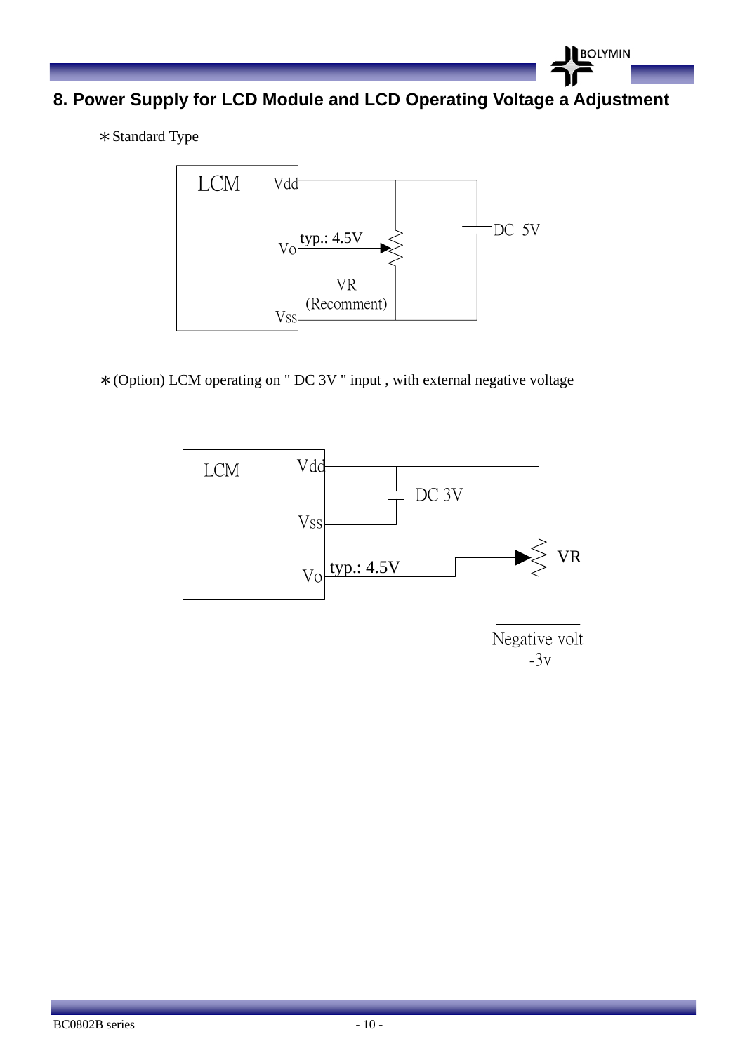## 8. Power Supply for LCD Module and LCD Operating Voltage a Adjustment

＊Standard Type

LCM

Vdd

Vo

Vss

typ.: 4.5V

VR

(Recomment)

DC 5V

＊(Option) LCM operating on " DC 3V " input , with external negative voltage

LCM

Vdd

Vss

Vo

DC 3V

typ.: 4.5V

VR

Negative volt

-3v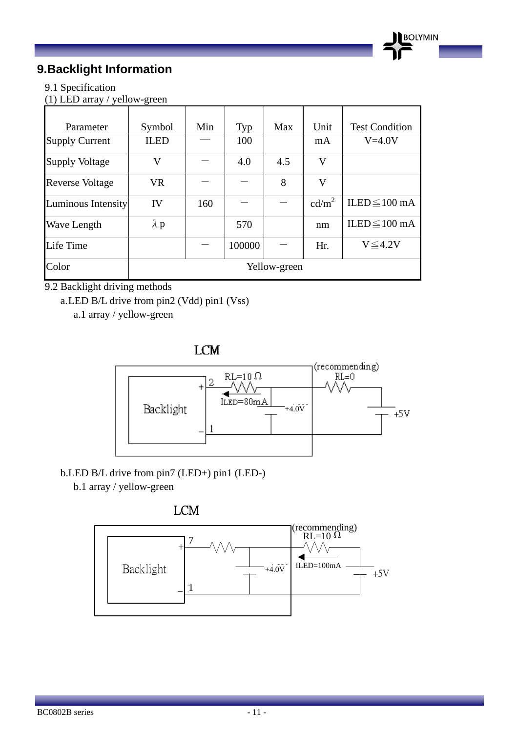## 9.Backlight Information

9.1 Specification

(1) LED array / yellow-green

| Parameter | Symbol | Min | Typ | Max | Unit | Test Condition |
|---|---|---|---|---|---|---|
| Supply Current | ILED | — | 100 | | mA | V=4.0V |
| Supply Voltage | V | — | 4.0 | 4.5 | V | |
| Reverse Voltage | VR | — | — | 8 | V | |
| Luminous Intensity | IV | 160 | — | — | $cd/m^2$ | ILED≦100 mA |
| Wave Length | λp | | 570 | | nm | ILED≦100 mA |
| Life Time | | — | 100000 | — | Hr. | V≦4.2V |
| Color | Yellow-green | | | | | |

9.2 Backlight driving methods

a.LED B/L drive from pin2 (Vdd) pin1 (Vss)

a.1 array / yellow-green

LCM

Backlight

+ 2 RL=10 Ω ILED=80mA +4.0V (recommending) RL=0 +5V

− 1

b.LED B/L drive from pin7 (LED+) pin1 (LED-)

b.1 array / yellow-green

LCM

Backlight

+ 7 +4.0V (recommending) RL=10 Ω ILED=100mA +5V

− 1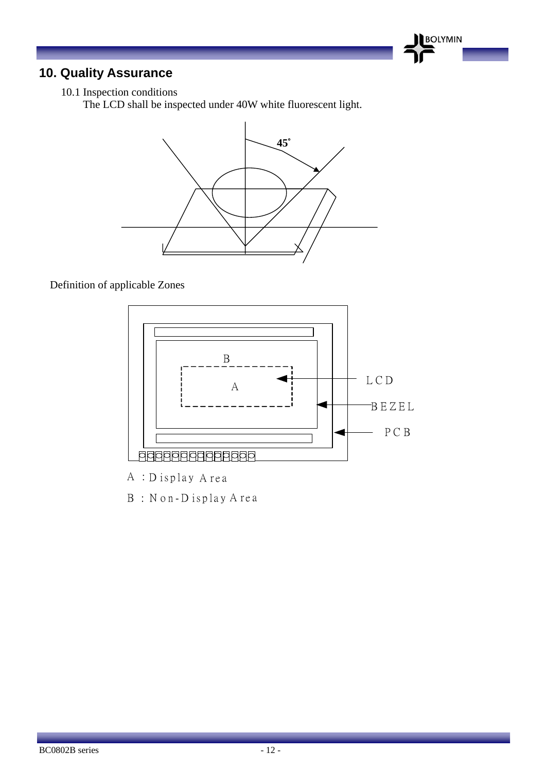## 10. Quality Assurance

10.1 Inspection conditions

The LCD shall be inspected under 40W white fluorescent light.

45˚

Definition of applicable Zones

B

A

LCD

BEZEL

PCB

A : Display Area

B : Non-Display Area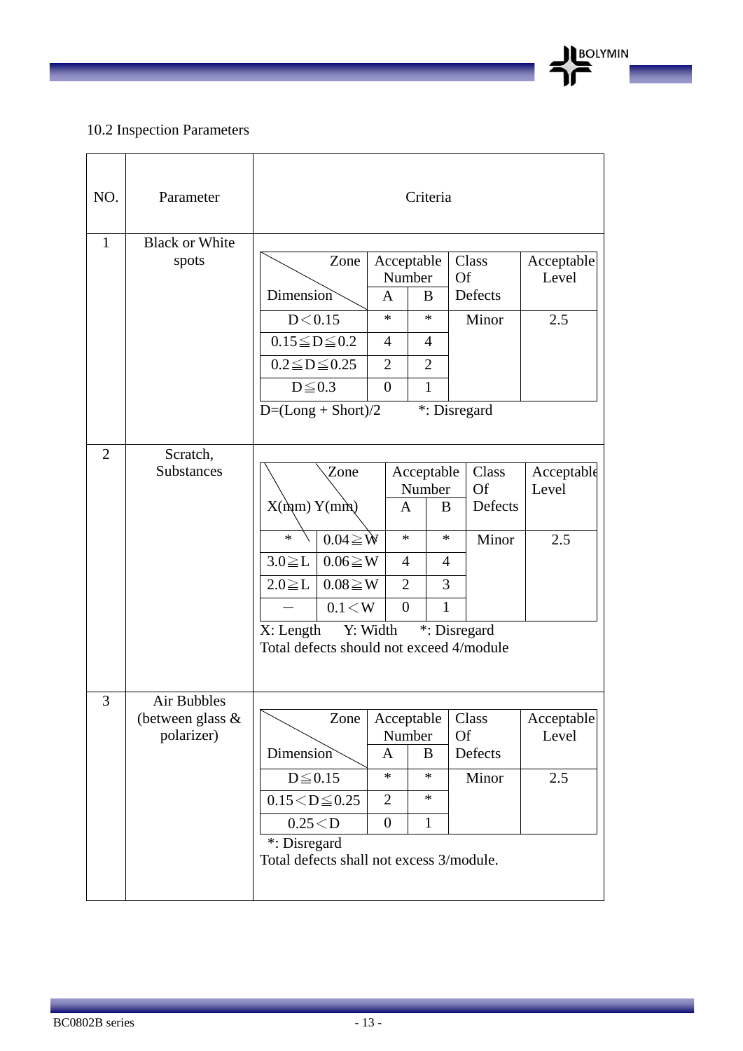## 10.2 Inspection Parameters

| NO. | Parameter | Criteria |
|---|---|---|
| 1 | Black or White spots | see table below |
| 2 | Scratch, Substances | see table below |
| 3 | Air Bubbles (between glass & polarizer) | see table below |

**1. Black or White spots**

| Dimension \ Zone | Acceptable Number A | Acceptable Number B | Class Of Defects | Acceptable Level |
|---|---|---|---|---|
| D＜0.15 | * | * | Minor | 2.5 |
| 0.15≦D≦0.2 | 4 | 4 | | |
| 0.2≦D≦0.25 | 2 | 2 | | |
| D≦0.3 | 0 | 1 | | |

D=(Long + Short)/2 *: Disregard

**2. Scratch, Substances**

| X(mm) | Y(mm) | Acceptable Number A | Acceptable Number B | Class Of Defects | Acceptable Level |
|---|---|---|---|---|---|
| * | 0.04≧W | * | * | Minor | 2.5 |
| 3.0≧L | 0.06≧W | 4 | 4 | | |
| 2.0≧L | 0.08≧W | 2 | 3 | | |
| — | 0.1＜W | 0 | 1 | | |

X: Length Y: Width *: Disregard
Total defects should not exceed 4/module

**3. Air Bubbles (between glass & polarizer)**

| Dimension \ Zone | Acceptable Number A | Acceptable Number B | Class Of Defects | Acceptable Level |
|---|---|---|---|---|
| D≦0.15 | * | * | Minor | 2.5 |
| 0.15＜D≦0.25 | 2 | * | | |
| 0.25＜D | 0 | 1 | | |

*: Disregard
Total defects shall not excess 3/module.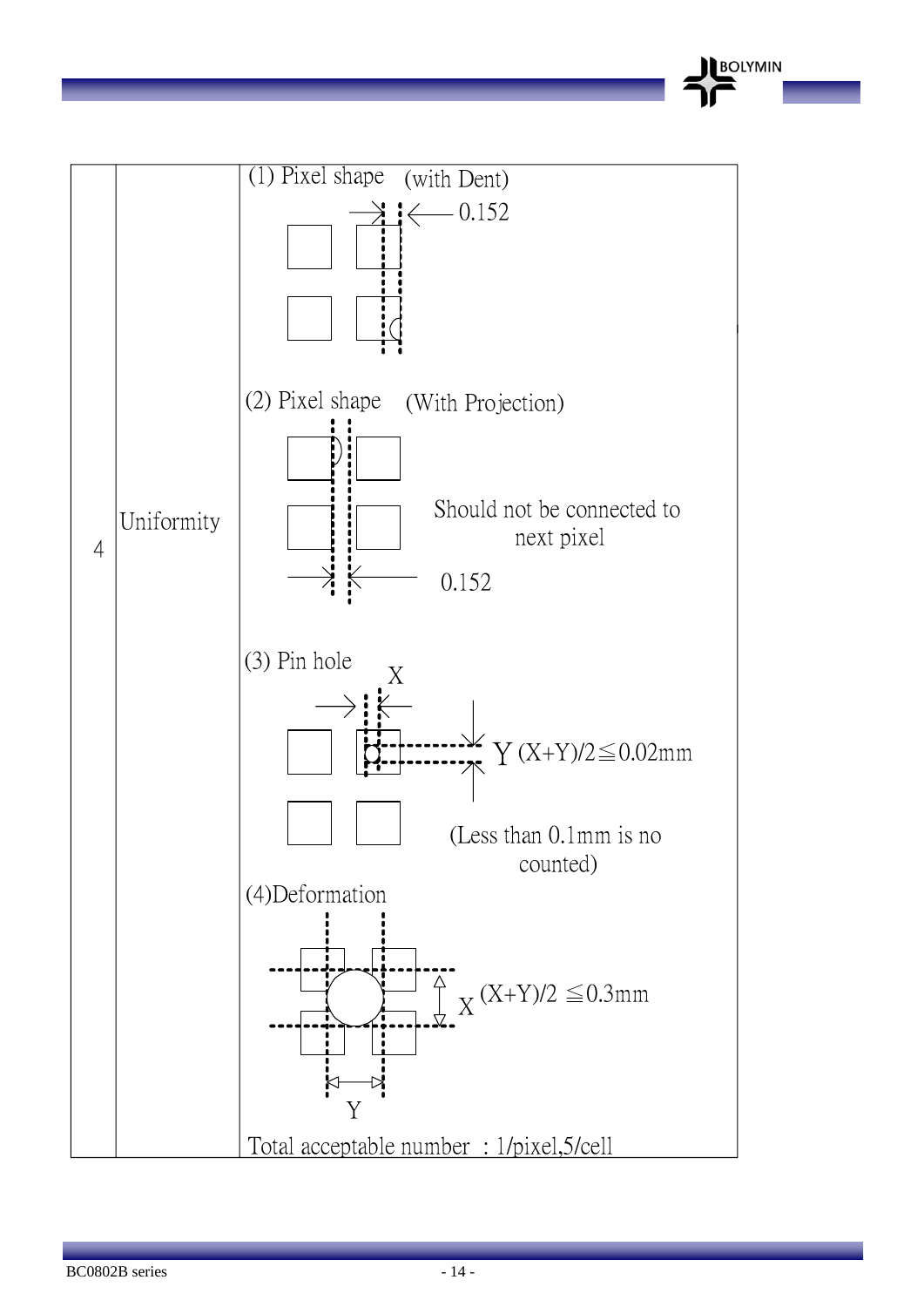| 4 | Uniformity | (1) Pixel shape (with Dent)<br>0.152<br><br>(2) Pixel shape (With Projection)<br>Should not be connected to next pixel<br>0.152<br><br>(3) Pin hole<br>X<br>Y (X+Y)/2≦0.02mm<br>(Less than 0.1mm is no counted)<br><br>(4)Deformation<br>X (X+Y)/2 ≦0.3mm<br>Y<br><br>Total acceptable number : 1/pixel,5/cell |
|---|---|---|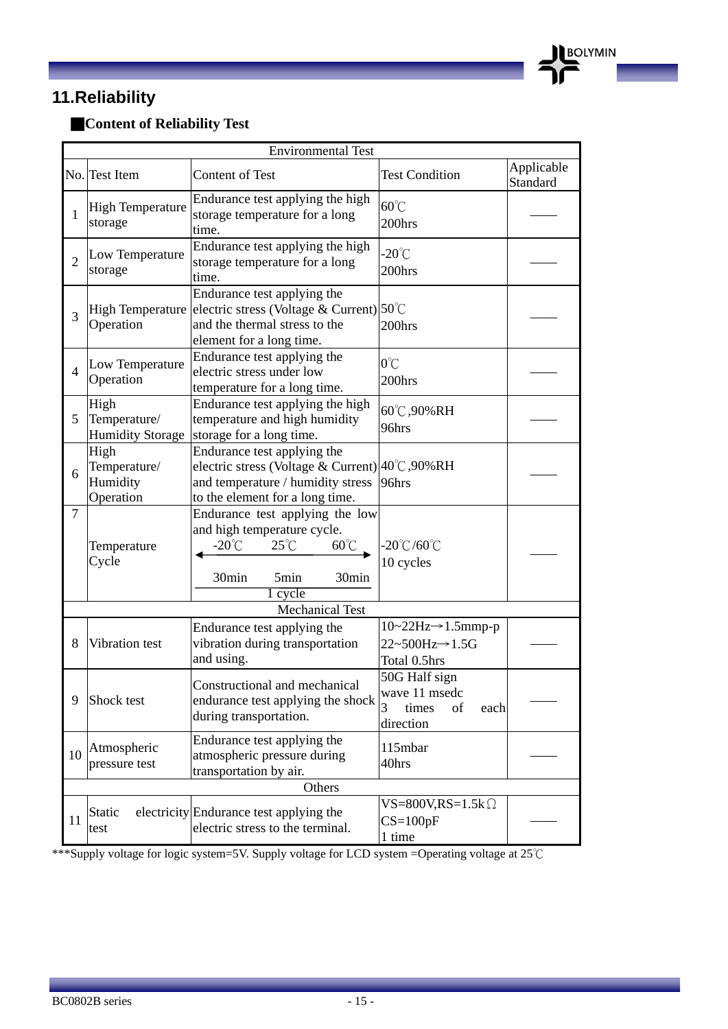## 11.Reliability

### ■Content of Reliability Test

| No. | Test Item | Content of Test | Test Condition | Applicable Standard |
|---|---|---|---|---|
| **Environmental Test** | | | | |
| 1 | High Temperature storage | Endurance test applying the high storage temperature for a long time. | 60℃ 200hrs | —— |
| 2 | Low Temperature storage | Endurance test applying the high storage temperature for a long time. | -20℃ 200hrs | —— |
| 3 | High Temperature Operation | Endurance test applying the electric stress (Voltage & Current) and the thermal stress to the element for a long time. | 50℃ 200hrs | —— |
| 4 | Low Temperature Operation | Endurance test applying the electric stress under low temperature for a long time. | 0℃ 200hrs | —— |
| 5 | High Temperature/ Humidity Storage | Endurance test applying the high temperature and high humidity storage for a long time. | 60℃,90%RH 96hrs | —— |
| 6 | High Temperature/ Humidity Operation | Endurance test applying the electric stress (Voltage & Current) and temperature / humidity stress to the element for a long time. | 40℃,90%RH 96hrs | —— |
| 7 | Temperature Cycle | Endurance test applying the low and high temperature cycle. -20℃ (30min) ↔ 25℃ (5min) ↔ 60℃ (30min) = 1 cycle | -20℃/60℃ 10 cycles | —— |
| **Mechanical Test** | | | | |
| 8 | Vibration test | Endurance test applying the vibration during transportation and using. | 10~22Hz→1.5mmp-p 22~500Hz→1.5G Total 0.5hrs | —— |
| 9 | Shock test | Constructional and mechanical endurance test applying the shock during transportation. | 50G Half sign wave 11 msedc 3 times of each direction | —— |
| 10 | Atmospheric pressure test | Endurance test applying the atmospheric pressure during transportation by air. | 115mbar 40hrs | —— |
| **Others** | | | | |
| 11 | Static electricity test | Endurance test applying the electric stress to the terminal. | VS=800V,RS=1.5kΩ CS=100pF 1 time | —— |

***Supply voltage for logic system=5V. Supply voltage for LCD system =Operating voltage at 25℃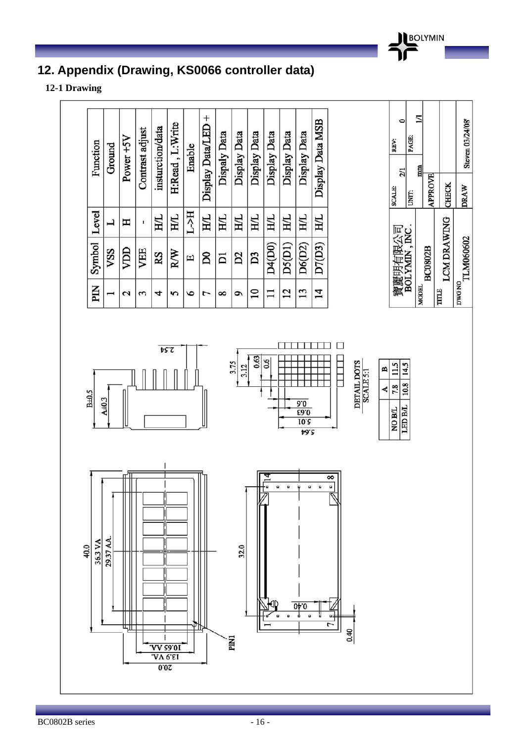# 12. Appendix (Drawing, KS0066 controller data)

## 12-1 Drawing

| PIN | Symbol | Level | Function |
|---|---|---|---|
| 1 | VSS | L | Ground |
| 2 | VDD | H | Power +5V |
| 3 | VEE | - | Contrast adjust |
| 4 | RS | H/L | insturction/data |
| 5 | R/W | H/L | H:Read , L:Write |
| 6 | E | L->H | Enable |
| 7 | D0 | H/L | Display Data/LED + |
| 8 | D1 | H/L | Dispaly Data |
| 9 | D2 | H/L | Display Data |
| 10 | D3 | H/L | Display Data |
| 11 | D4(D0) | H/L | Display Data |
| 12 | D5(D1) | H/L | Display Data |
| 13 | D6(D2) | H/L | Display Data |
| 14 | D7(D3) | H/L | Display Data MSB |

40.0
36.3 VA
29.37 A.A.
10.65 A.A.
13.9 V.A.
20.0
32.0
0.40
PIN1

B±0.5
A±0.3
2.54

3.75
3.12
0.63
0.6
0.6
0.63
5.01
5.64

DETAIL DOTS
SCALE 5:1

|  | A | B |
|---|---|---|
| NO B/L | 7.8 | 11.5 |
| LED B/L | 10.8 | 14.5 |

| 寶鑽明有限公司 BOLYMIN , INC. | SCALE: 2/1 | REV: 0 |
|---|---|---|
|  | UNIT: mm | PAGE: 1/1 |
| MODEL BC0802B | APPROVE |  |
| TITLE LCM DRAWING | CHECK |  |
| DWG NO TLM060602 | DRAW | Steven 03/24/08' |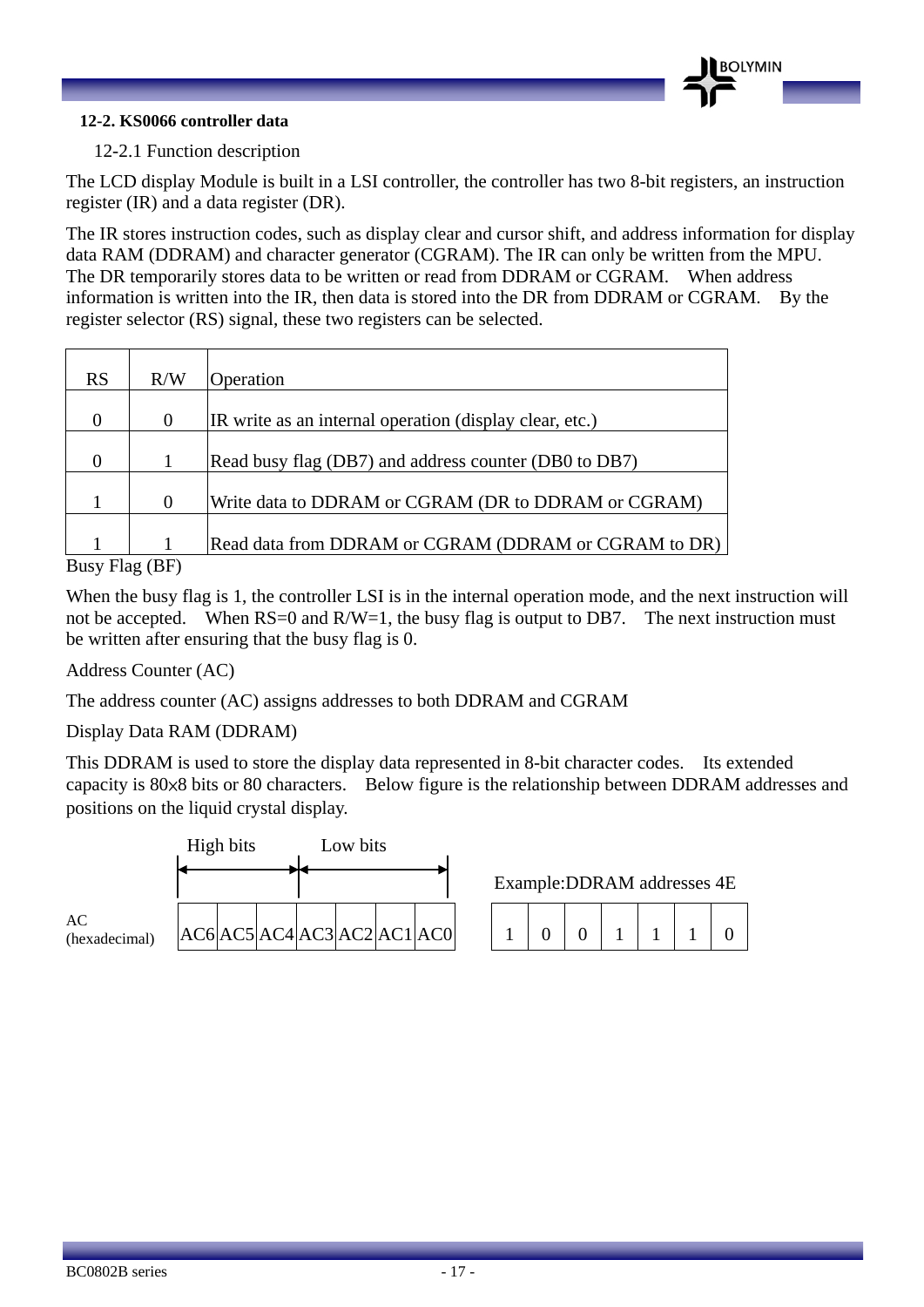### 12-2. KS0066 controller data

12-2.1 Function description

The LCD display Module is built in a LSI controller, the controller has two 8-bit registers, an instruction register (IR) and a data register (DR).

The IR stores instruction codes, such as display clear and cursor shift, and address information for display data RAM (DDRAM) and character generator (CGRAM). The IR can only be written from the MPU. The DR temporarily stores data to be written or read from DDRAM or CGRAM. When address information is written into the IR, then data is stored into the DR from DDRAM or CGRAM. By the register selector (RS) signal, these two registers can be selected.

| RS | R/W | Operation |
|---|---|---|
| 0 | 0 | IR write as an internal operation (display clear, etc.) |
| 0 | 1 | Read busy flag (DB7) and address counter (DB0 to DB7) |
| 1 | 0 | Write data to DDRAM or CGRAM (DR to DDRAM or CGRAM) |
| 1 | 1 | Read data from DDRAM or CGRAM (DDRAM or CGRAM to DR) |

Busy Flag (BF)

When the busy flag is 1, the controller LSI is in the internal operation mode, and the next instruction will not be accepted. When RS=0 and R/W=1, the busy flag is output to DB7. The next instruction must be written after ensuring that the busy flag is 0.

Address Counter (AC)

The address counter (AC) assigns addresses to both DDRAM and CGRAM

Display Data RAM (DDRAM)

This DDRAM is used to store the display data represented in 8-bit character codes. Its extended capacity is 80×8 bits or 80 characters. Below figure is the relationship between DDRAM addresses and positions on the liquid crystal display.

| | High bits | | | Low bits | | | |
|---|---|---|---|---|---|---|---|
| AC (hexadecimal) | AC6 | AC5 | AC4 | AC3 | AC2 | AC1 | AC0 |

Example:DDRAM addresses 4E

| 1 | 0 | 0 | 1 | 1 | 1 | 0 |
|---|---|---|---|---|---|---|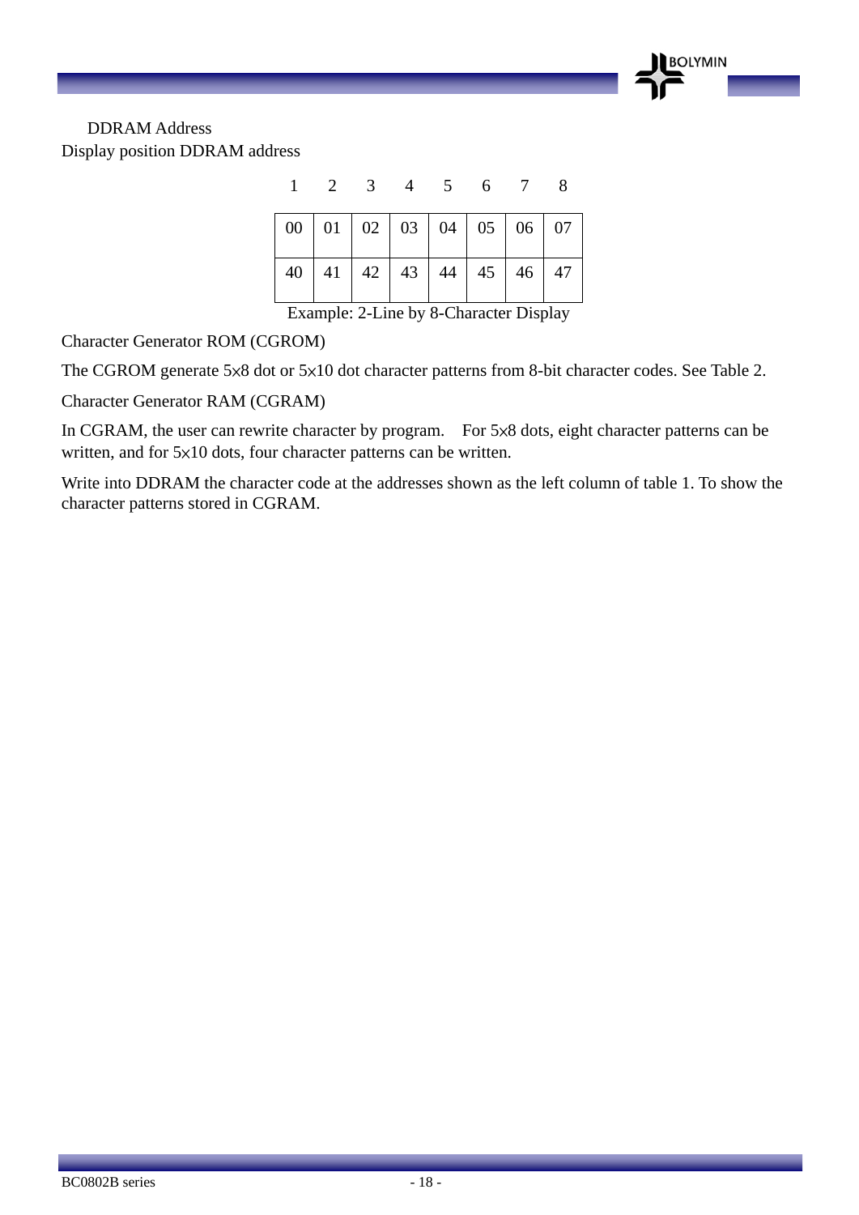DDRAM Address

Display position DDRAM address

| 1 | 2 | 3 | 4 | 5 | 6 | 7 | 8 |
|---|---|---|---|---|---|---|---|
| 00 | 01 | 02 | 03 | 04 | 05 | 06 | 07 |
| 40 | 41 | 42 | 43 | 44 | 45 | 46 | 47 |

Example: 2-Line by 8-Character Display

Character Generator ROM (CGROM)

The CGROM generate 5×8 dot or 5×10 dot character patterns from 8-bit character codes. See Table 2.

Character Generator RAM (CGRAM)

In CGRAM, the user can rewrite character by program. For 5×8 dots, eight character patterns can be written, and for 5×10 dots, four character patterns can be written.

Write into DDRAM the character code at the addresses shown as the left column of table 1. To show the character patterns stored in CGRAM.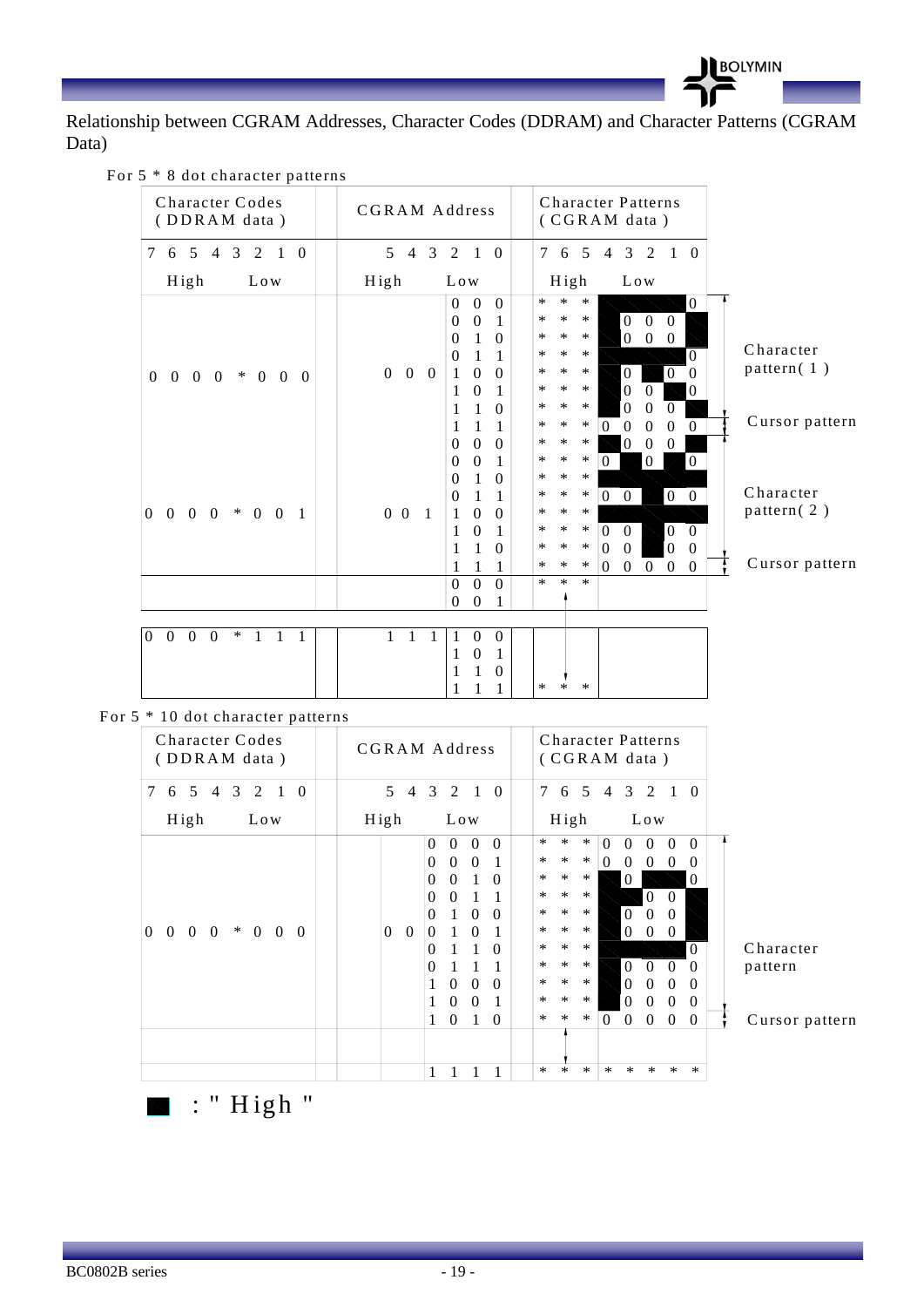Relationship between CGRAM Addresses, Character Codes (DDRAM) and Character Patterns (CGRAM Data)

For 5 * 8 dot character patterns

| Character Codes (DDRAM data) | CGRAM Address | Character Patterns (CGRAM data) | |
|---|---|---|---|
| 7 6 5 4 3 2 1 0 | 5 4 3 2 1 0 | 7 6 5 4 3 2 1 0 | |
| High Low | High Low | High Low | |
| 0 0 0 0 * 0 0 0 | 0 0 0 0 0 0 | * * * 1 1 1 1 0 | Character pattern( 1 ) |
| | 0 0 1 | * * * 1 0 0 0 1 | |
| | 0 1 0 | * * * 1 0 0 0 1 | |
| | 0 1 1 | * * * 1 1 1 1 0 | |
| | 1 0 0 | * * * 1 0 1 0 0 | |
| | 1 0 1 | * * * 1 0 0 1 0 | |
| | 1 1 0 | * * * 1 0 0 0 1 | |
| | 1 1 1 | * * * 0 0 0 0 0 | Cursor pattern |
| 0 0 0 0 * 0 0 1 | 0 0 1 0 0 0 | * * * 1 0 0 0 1 | Character pattern( 2 ) |
| | 0 0 1 | * * * 0 1 0 1 0 | |
| | 0 1 0 | * * * 1 1 1 1 1 | |
| | 0 1 1 | * * * 0 0 1 0 0 | |
| | 1 0 0 | * * * 1 1 1 1 1 | |
| | 1 0 1 | * * * 0 0 1 0 0 | |
| | 1 1 0 | * * * 0 0 1 0 0 | |
| | 1 1 1 | * * * 0 0 0 0 0 | Cursor pattern |
| | 0 0 0 | * * * | |
| | 0 0 1 | | |
| 0 0 0 0 * 1 1 1 | 1 1 1 1 0 0 | | |
| | 1 0 1 | | |
| | 1 1 0 | | |
| | 1 1 1 | * * * | |

For 5 * 10 dot character patterns

| Character Codes (DDRAM data) | CGRAM Address | Character Patterns (CGRAM data) | |
|---|---|---|---|
| 7 6 5 4 3 2 1 0 | 5 4 3 2 1 0 | 7 6 5 4 3 2 1 0 | |
| High Low | High Low | High Low | |
| 0 0 0 0 * 0 0 0 | 0 0 0 0 0 0 | * * * 0 0 0 0 0 | |
| | 0 0 0 1 | * * * 0 0 0 0 0 | |
| | 0 0 1 0 | * * * 1 0 1 1 0 | |
| | 0 0 1 1 | * * * 1 1 0 0 1 | |
| | 0 1 0 0 | * * * 1 0 0 0 1 | |
| | 0 1 0 1 | * * * 1 0 0 0 1 | |
| | 0 1 1 0 | * * * 1 1 1 1 0 | Character pattern |
| | 0 1 1 1 | * * * 1 0 0 0 0 | |
| | 1 0 0 0 | * * * 1 0 0 0 0 | |
| | 1 0 0 1 | * * * 1 0 0 0 0 | |
| | 1 0 1 0 | * * * 0 0 0 0 0 | Cursor pattern |
| | | | |
| | 1 1 1 1 | * * * * * * * * | |

■ : " High "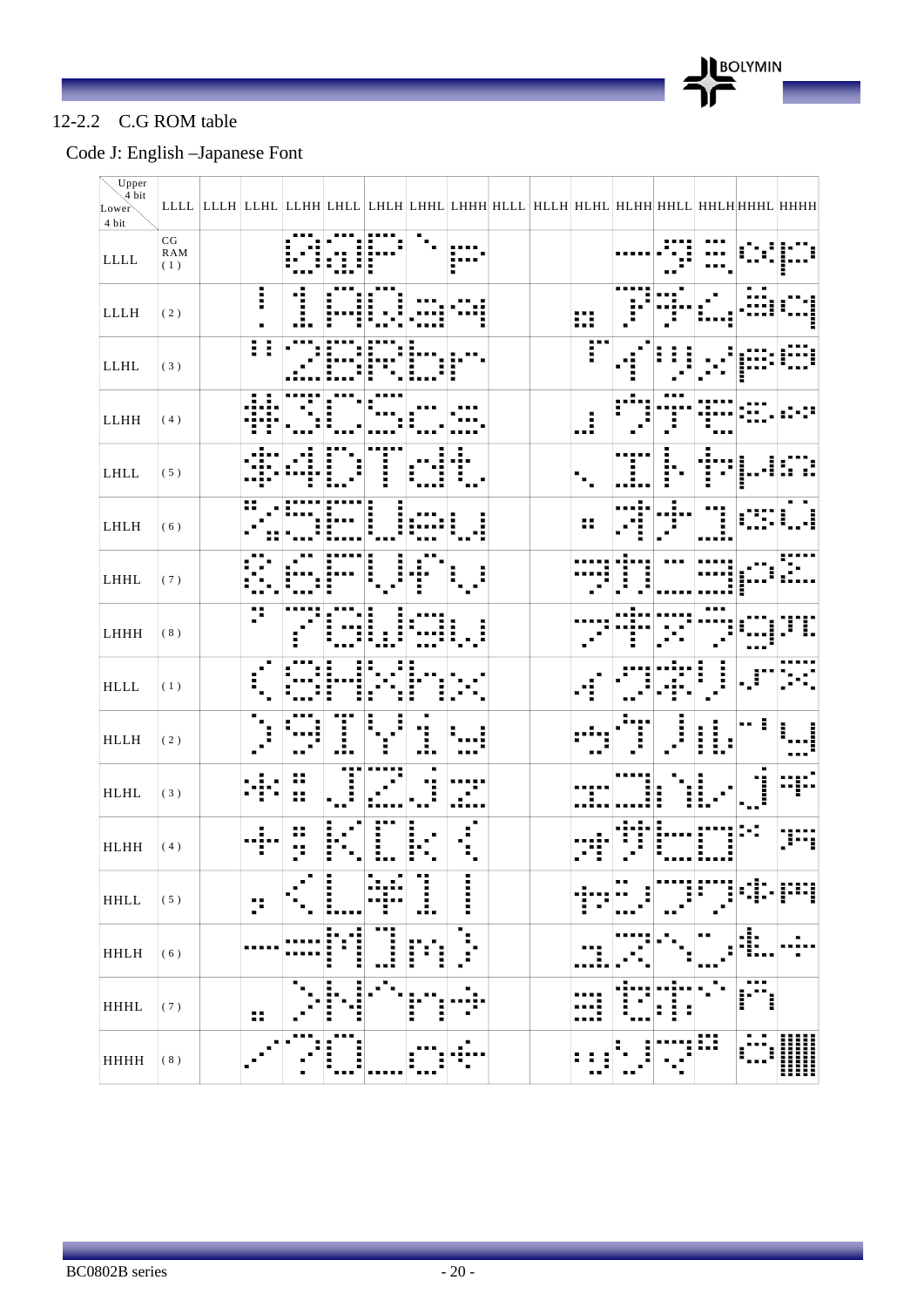## 12-2.2 C.G ROM table

### Code J: English –Japanese Font

| Upper 4 bit / Lower 4 bit | LLLL | LLLH | LLHL | LLHH | LHLL | LHLH | LHHL | LHHH | HLLL | HLLH | HLHL | HLHH | HHLL | HHLH | HHHL | HHHH |
|---|---|---|---|---|---|---|---|---|---|---|---|---|---|---|---|---|
| LLLL | CG RAM (1) | | | 0 | @ | P | ` | p | | | | ー | タ | ミ | α | p |
| LLLH | (2) | | ! | 1 | A | Q | a | q | | | 。 | ア | チ | ム | ä | q |
| LLHL | (3) | | " | 2 | B | R | b | r | | | 「 | イ | ツ | メ | β | θ |
| LLHH | (4) | | # | 3 | C | S | c | s | | | 」 | ウ | テ | モ | ε | ∞ |
| LHLL | (5) | | $ | 4 | D | T | d | t | | | 、 | エ | ト | ヤ | μ | Ω |
| LHLH | (6) | | % | 5 | E | U | e | u | | | ・ | オ | ナ | ユ | σ | ü |
| LHHL | (7) | | & | 6 | F | V | f | v | | | ヲ | カ | ニ | ヨ | ρ | Σ |
| LHHH | (8) | | ' | 7 | G | W | g | w | | | ァ | キ | ヌ | ラ | g | π |
| HLLL | (1) | | ( | 8 | H | X | h | x | | | ィ | ク | ネ | リ | √ | x̄ |
| HLLH | (2) | | ) | 9 | I | Y | i | y | | | ゥ | ケ | ノ | ル | ⁻¹ | y |
| HLHL | (3) | | * | : | J | Z | j | z | | | ェ | コ | ハ | レ | j | 千 |
| HLHH | (4) | | + | ; | K | [ | k | { | | | ォ | サ | ヒ | ロ | ˣ | 万 |
| HHLL | (5) | | , | < | L | ¥ | l | \| | | | ャ | シ | フ | ワ | ¢ | 円 |
| HHLH | (6) | | - | = | M | ] | m | } | | | ュ | ス | ヘ | ン | £ | ÷ |
| HHHL | (7) | | . | > | N | ^ | n | → | | | ョ | セ | ホ | ゛ | ñ | |
| HHHH | (8) | | / | ? | O | _ | o | ← | | | ッ | ソ | マ | ゜ | ö | █ |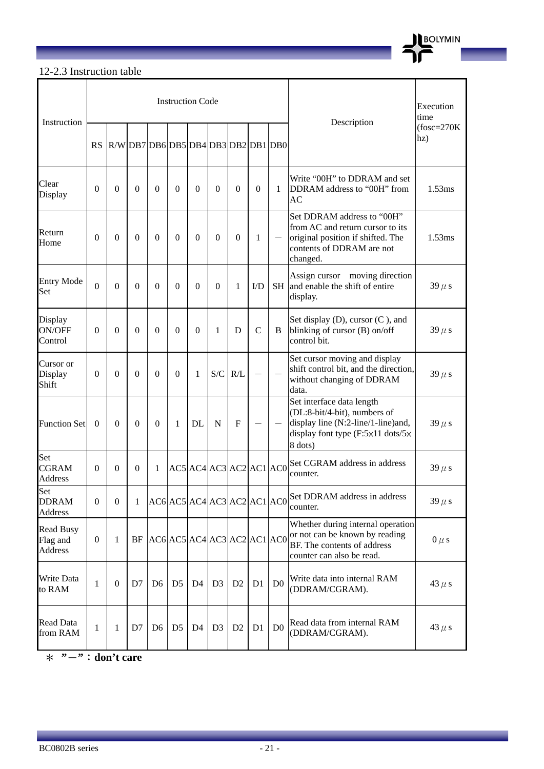12-2.3 Instruction table

| Instruction | Instruction Code | | | | | | | | | | Description | Execution time (fosc=270K hz) |
|---|---|---|---|---|---|---|---|---|---|---|---|---|
| | RS | R/W | DB7 | DB6 | DB5 | DB4 | DB3 | DB2 | DB1 | DB0 | | |
| Clear Display | 0 | 0 | 0 | 0 | 0 | 0 | 0 | 0 | 0 | 1 | Write “00H” to DDRAM and set DDRAM address to “00H” from AC | 1.53ms |
| Return Home | 0 | 0 | 0 | 0 | 0 | 0 | 0 | 0 | 1 | — | Set DDRAM address to “00H” from AC and return cursor to its original position if shifted. The contents of DDRAM are not changed. | 1.53ms |
| Entry Mode Set | 0 | 0 | 0 | 0 | 0 | 0 | 0 | 1 | I/D | SH | Assign cursor moving direction and enable the shift of entire display. | 39 μs |
| Display ON/OFF Control | 0 | 0 | 0 | 0 | 0 | 0 | 1 | D | C | B | Set display (D), cursor (C ), and blinking of cursor (B) on/off control bit. | 39 μs |
| Cursor or Display Shift | 0 | 0 | 0 | 0 | 0 | 1 | S/C | R/L | — | — | Set cursor moving and display shift control bit, and the direction, without changing of DDRAM data. | 39 μs |
| Function Set | 0 | 0 | 0 | 0 | 1 | DL | N | F | — | — | Set interface data length (DL:8-bit/4-bit), numbers of display line (N:2-line/1-line)and, display font type (F:5x11 dots/5x 8 dots) | 39 μs |
| Set CGRAM Address | 0 | 0 | 0 | 1 | AC5 | AC4 | AC3 | AC2 | AC1 | AC0 | Set CGRAM address in address counter. | 39 μs |
| Set DDRAM Address | 0 | 0 | 1 | AC6 | AC5 | AC4 | AC3 | AC2 | AC1 | AC0 | Set DDRAM address in address counter. | 39 μs |
| Read Busy Flag and Address | 0 | 1 | BF | AC6 | AC5 | AC4 | AC3 | AC2 | AC1 | AC0 | Whether during internal operation or not can be known by reading BF. The contents of address counter can also be read. | 0 μs |
| Write Data to RAM | 1 | 0 | D7 | D6 | D5 | D4 | D3 | D2 | D1 | D0 | Write data into internal RAM (DDRAM/CGRAM). | 43 μs |
| Read Data from RAM | 1 | 1 | D7 | D6 | D5 | D4 | D3 | D2 | D1 | D0 | Read data from internal RAM (DDRAM/CGRAM). | 43 μs |

**＊ ”—”：don’t care**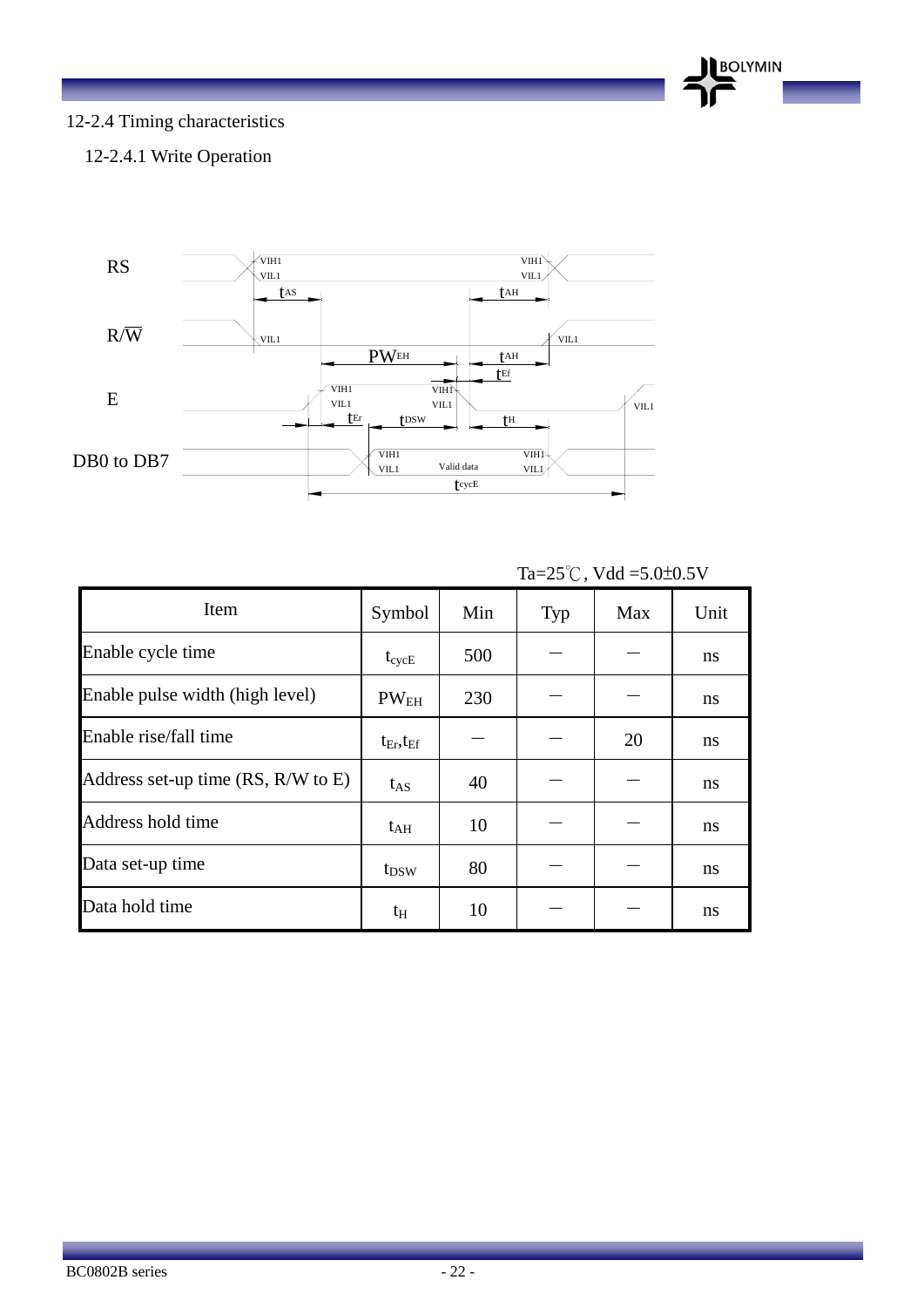## 12-2.4 Timing characteristics

### 12-2.4.1 Write Operation

Ta=25℃, Vdd =5.0±0.5V

| Item | Symbol | Min | Typ | Max | Unit |
|---|---|---|---|---|---|
| Enable cycle time | $t_{cycE}$ | 500 | — | — | ns |
| Enable pulse width (high level) | $PW_{EH}$ | 230 | — | — | ns |
| Enable rise/fall time | $t_{Er}$,$t_{Ef}$ | — | — | 20 | ns |
| Address set-up time (RS, R/W to E) | $t_{AS}$ | 40 | — | — | ns |
| Address hold time | $t_{AH}$ | 10 | — | — | ns |
| Data set-up time | $t_{DSW}$ | 80 | — | — | ns |
| Data hold time | $t_H$ | 10 | — | — | ns |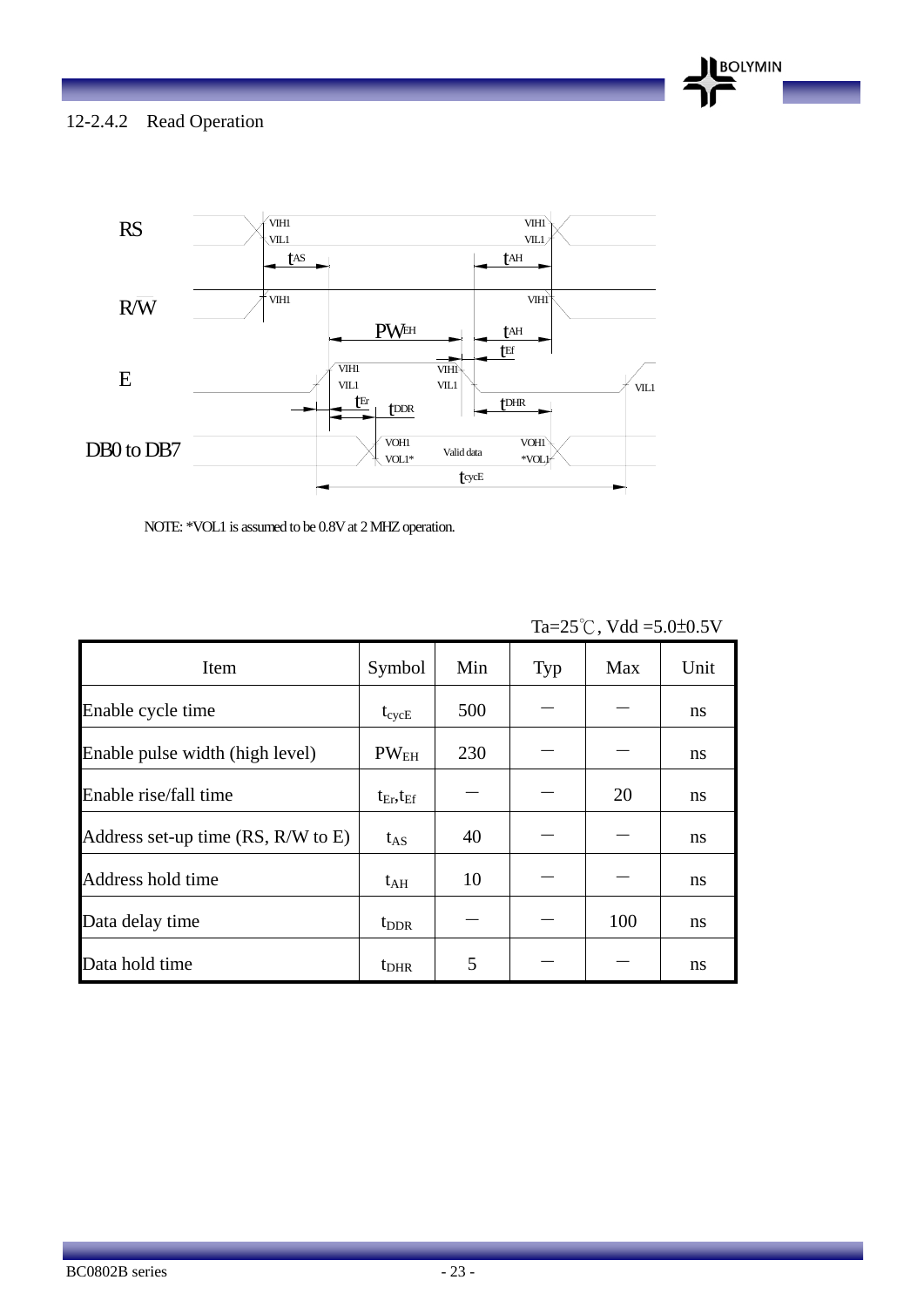### 12-2.4.2 Read Operation

NOTE: *VOL1 is assumed to be 0.8V at 2 MHZ operation.

Ta=25℃, Vdd =5.0±0.5V

| Item | Symbol | Min | Typ | Max | Unit |
|---|---|---|---|---|---|
| Enable cycle time | $t_{cycE}$ | 500 | — | — | ns |
| Enable pulse width (high level) | $PW_{EH}$ | 230 | — | — | ns |
| Enable rise/fall time | $t_{Er}$,$t_{Ef}$ | — | — | 20 | ns |
| Address set-up time (RS, R/W to E) | $t_{AS}$ | 40 | — | — | ns |
| Address hold time | $t_{AH}$ | 10 | — | — | ns |
| Data delay time | $t_{DDR}$ | — | — | 100 | ns |
| Data hold time | $t_{DHR}$ | 5 | — | — | ns |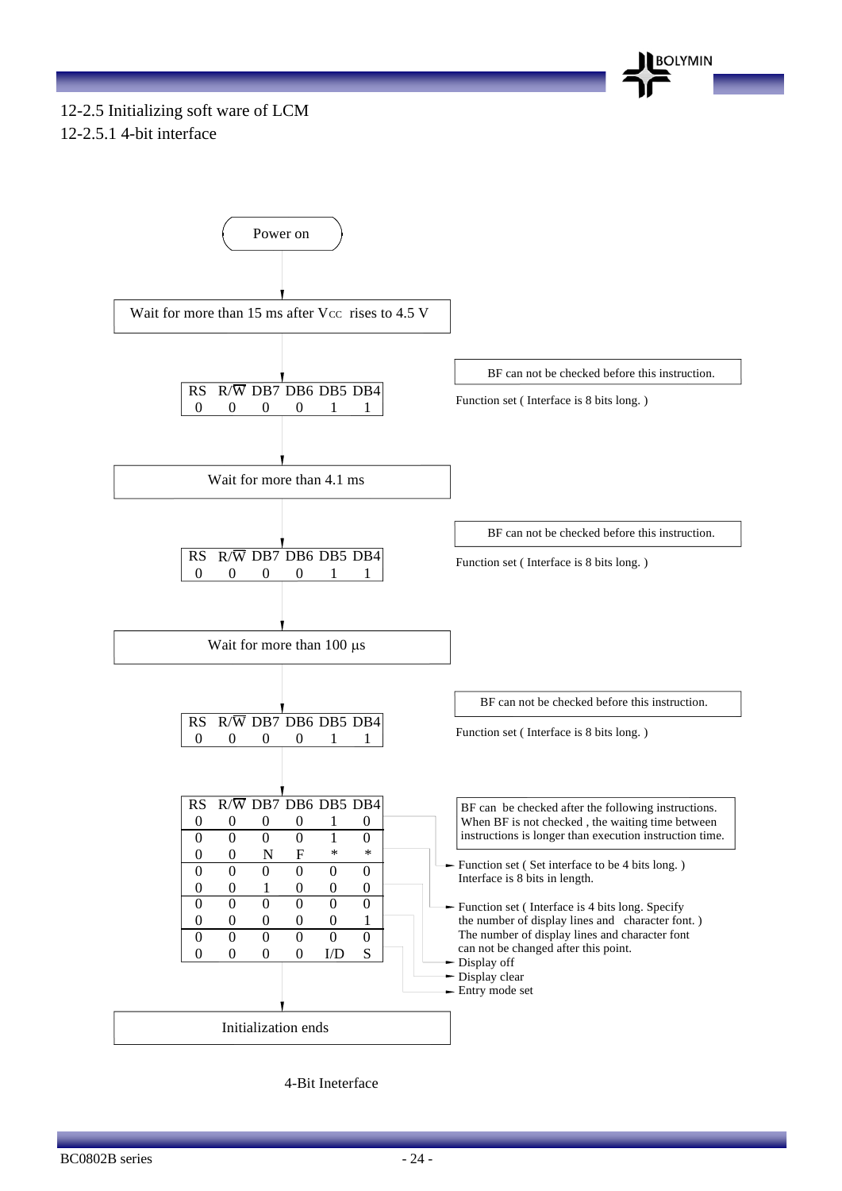12-2.5 Initializing soft ware of LCM

12-2.5.1 4-bit interface

Power on

↓

Wait for more than 15 ms after $V_{CC}$ rises to 4.5 V

↓

| RS | R/$\overline{W}$ | DB7 | DB6 | DB5 | DB4 |
|---|---|---|---|---|---|
| 0 | 0 | 0 | 0 | 1 | 1 |

BF can not be checked before this instruction.

Function set ( Interface is 8 bits long. )

↓

Wait for more than 4.1 ms

↓

| RS | R/$\overline{W}$ | DB7 | DB6 | DB5 | DB4 |
|---|---|---|---|---|---|
| 0 | 0 | 0 | 0 | 1 | 1 |

BF can not be checked before this instruction.

Function set ( Interface is 8 bits long. )

↓

Wait for more than 100 μs

↓

| RS | R/$\overline{W}$ | DB7 | DB6 | DB5 | DB4 |
|---|---|---|---|---|---|
| 0 | 0 | 0 | 0 | 1 | 1 |

BF can not be checked before this instruction.

Function set ( Interface is 8 bits long. )

↓

| RS | R/$\overline{W}$ | DB7 | DB6 | DB5 | DB4 |
|---|---|---|---|---|---|
| 0 | 0 | 0 | 0 | 1 | 0 |
| 0 | 0 | 0 | 0 | 1 | 0 |
| 0 | 0 | N | F | * | * |
| 0 | 0 | 0 | 0 | 0 | 0 |
| 0 | 0 | 1 | 0 | 0 | 0 |
| 0 | 0 | 0 | 0 | 0 | 0 |
| 0 | 0 | 0 | 0 | 0 | 1 |
| 0 | 0 | 0 | 0 | 0 | 0 |
| 0 | 0 | 0 | 0 | I/D | S |

BF can be checked after the following instructions. When BF is not checked , the waiting time between instructions is longer than execution instruction time.

- Function set ( Set interface to be 4 bits long. ) Interface is 8 bits in length.
- Function set ( Interface is 4 bits long. Specify the number of display lines and character font. ) The number of display lines and character font can not be changed after this point.
- Display off
- Display clear
- Entry mode set

↓

Initialization ends

4-Bit Ineterface